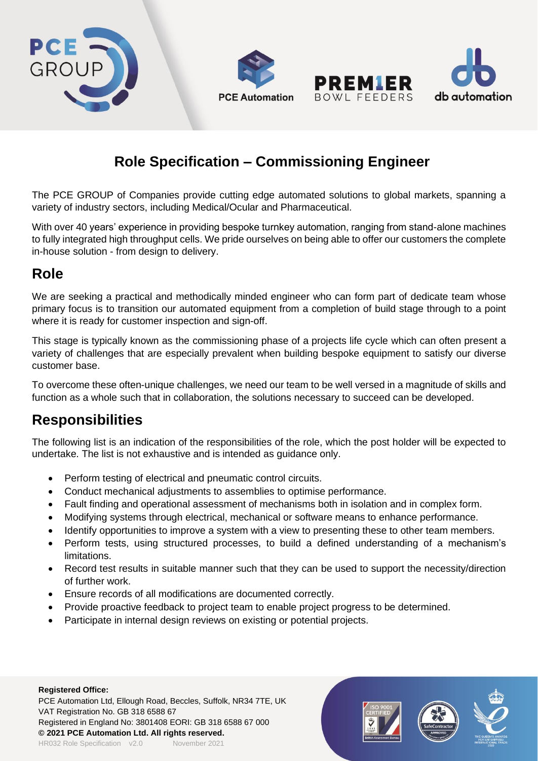# Role Specification – Commissioning Engineer

The PCE GROUP of Companies provide cutting edge automated solutions to global markets, spanning a variety of industry sectors, including Medical/Ocular and Pharmaceutical.

With over 40 years' experience in providing bespoke turnkey automation, ranging from stand-alone machines to fully integrated high throughput cells. We pride ourselves on being able to offer our customers the complete in-house solution - from design to delivery.

## Role

We are seeking a practical and methodically minded engineer who can form part of dedicate team whose primary focus is to transition our automated equipment from a completion of build stage through to a point where it is ready for customer inspection and sign-off.

This stage is typically known as the commissioning phase of a projects life cycle which can often present a variety of challenges that are especially prevalent when building bespoke equipment to satisfy our diverse customer base.

To overcome these often-unique challenges, we need our team to be well versed in a magnitude of skills and function as a whole such that in collaboration, the solutions necessary to succeed can be developed.

## Responsibilities

The following list is an indication of the responsibilities of the role, which the post holder will be expected to undertake. The list is not exhaustive and is intended as guidance only.

- Perform testing of electrical and pneumatic control circuits.
- Conduct mechanical adjustments to assemblies to optimise performance.
- Fault finding and operational assessment of mechanisms both in isolation and in complex form.
- Modifying systems through electrical, mechanical or software means to enhance performance.
- Identify opportunities to improve a system with a view to presenting these to other team members.
- Perform tests, using structured processes, to build a defined understanding of a mechanism's limitations.
- Record test results in suitable manner such that they can be used to support the necessity/direction of further work.
- Ensure records of all modifications are documented correctly.
- Provide proactive feedback to project team to enable project progress to be determined.
- Participate in internal design reviews on existing or potential projects.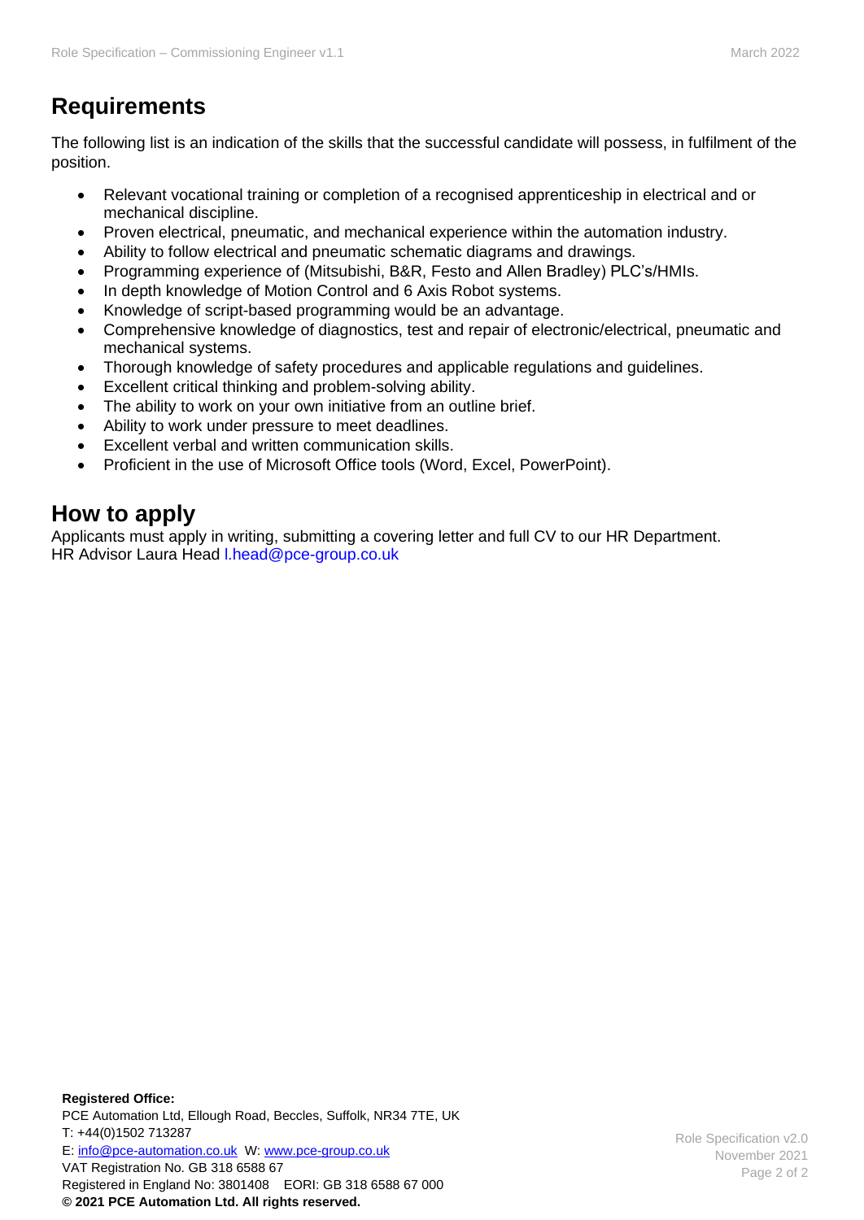## Requirements

The following list is an indication of the skills that the successful candidate will possess, in fulfilment of the position.

- Relevant vocational training or completion of a recognised apprenticeship in electrical and or mechanical discipline.
- Proven electrical, pneumatic, and mechanical experience within the automation industry.
- Ability to follow electrical and pneumatic schematic diagrams and drawings.
- Programming experience of (Mitsubishi, B&R, Festo and Allen Bradley) PLC's/HMIs.
- In depth knowledge of Motion Control and 6 Axis Robot systems.
- Knowledge of script-based programming would be an advantage.
- Comprehensive knowledge of diagnostics, test and repair of electronic/electrical, pneumatic and mechanical systems.
- Thorough knowledge of safety procedures and applicable regulations and guidelines.
- Excellent critical thinking and problem-solving ability.
- The ability to work on your own initiative from an outline brief.
- Ability to work under pressure to meet deadlines.
- Excellent verbal and written communication skills.
- Proficient in the use of Microsoft Office tools (Word, Excel, PowerPoint).

## How to apply

Applicants must apply in writing, submitting a covering letter and full CV to our HR Department.
HR Advisor Laura Head l.head@pce-group.co.uk

**Registered Office:**
PCE Automation Ltd, Ellough Road, Beccles, Suffolk, NR34 7TE, UK
T: +44(0)1502 713287
E: info@pce-automation.co.uk W: www.pce-group.co.uk
VAT Registration No. GB 318 6588 67
Registered in England No: 3801408 EORI: GB 318 6588 67 000
**© 2021 PCE Automation Ltd. All rights reserved.**